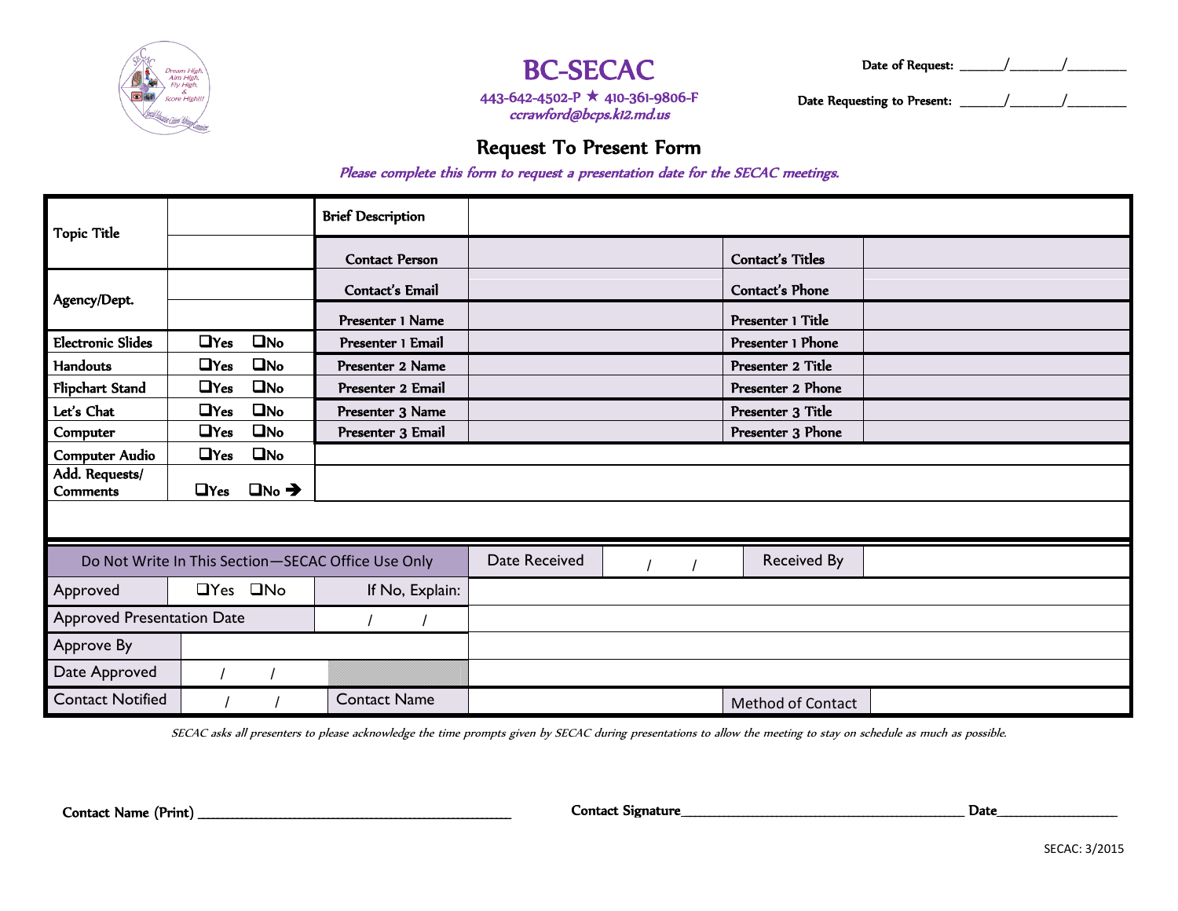# BC-SECAC

443-642-4502-P ★ 410-361-9806-F
ccrawford@bcps.k12.md.us

Date of Request: ______/_______/________

Date Requesting to Present: ______/_______/________

## Request To Present Form

*Please complete this form to request a presentation date for the SECAC meetings.*

| | | | | | |
|---|---|---|---|---|---|
| Topic Title | | Brief Description | | | |
| | | Contact Person | | Contact's Titles | |
| Agency/Dept. | | Contact's Email | | Contact's Phone | |
| | | Presenter 1 Name | | Presenter 1 Title | |
| Electronic Slides | ❑Yes ❑No | Presenter 1 Email | | Presenter 1 Phone | |
| Handouts | ❑Yes ❑No | Presenter 2 Name | | Presenter 2 Title | |
| Flipchart Stand | ❑Yes ❑No | Presenter 2 Email | | Presenter 2 Phone | |
| Let's Chat | ❑Yes ❑No | Presenter 3 Name | | Presenter 3 Title | |
| Computer | ❑Yes ❑No | Presenter 3 Email | | Presenter 3 Phone | |
| Computer Audio | ❑Yes ❑No | | | | |
| Add. Requests/ Comments | ❑Yes ❑No ➔ | | | | |

| | | | | | |
|---|---|---|---|---|---|
| Do Not Write In This Section—SECAC Office Use Only | | Date Received | / / | Received By | |
| Approved | ❑Yes ❑No | If No, Explain: | | | |
| Approved Presentation Date | | / / | | | |
| Approve By | | | | | |
| Date Approved | / / | | | | |
| Contact Notified | / / | Contact Name | | Method of Contact | |

*SECAC asks all presenters to please acknowledge the time prompts given by SECAC during presentations to allow the meeting to stay on schedule as much as possible.*

Contact Name (Print) ________________________________________ Contact Signature ________________________________________ Date________________

SECAC: 3/2015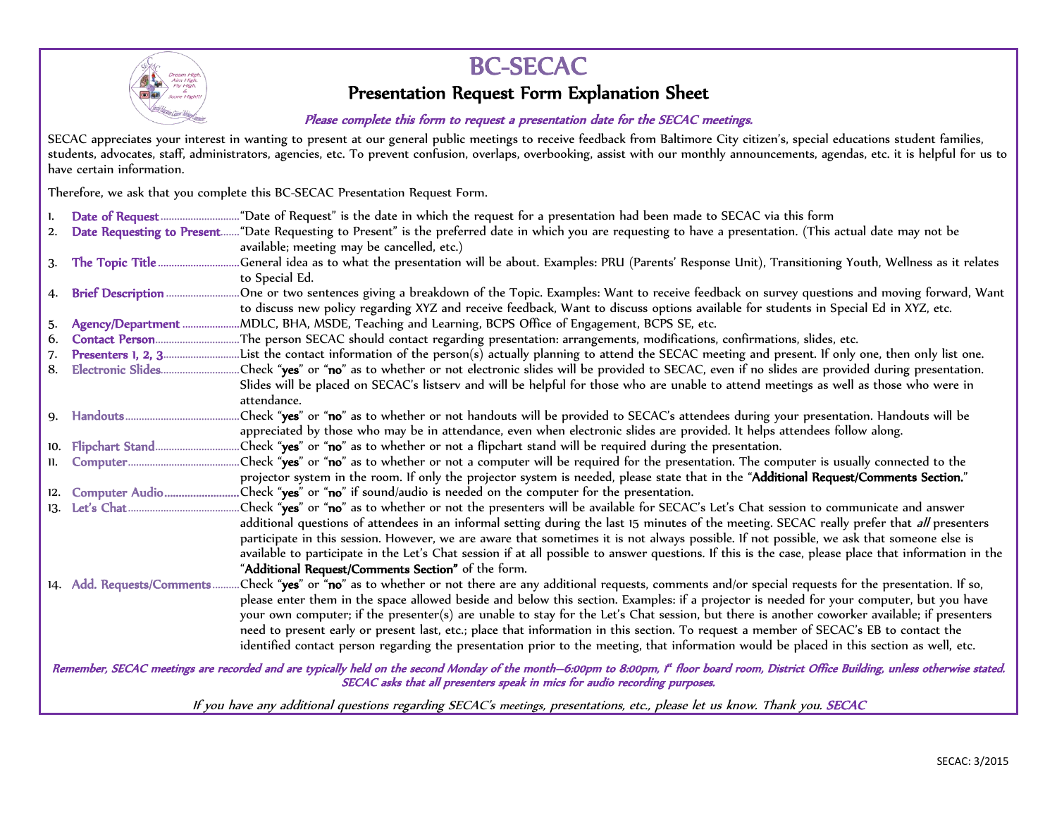# BC-SECAC

## Presentation Request Form Explanation Sheet

*Please complete this form to request a presentation date for the SECAC meetings.*

SECAC appreciates your interest in wanting to present at our general public meetings to receive feedback from Baltimore City citizen's, special educations student families, students, advocates, staff, administrators, agencies, etc. To prevent confusion, overlaps, overbooking, assist with our monthly announcements, agendas, etc. it is helpful for us to have certain information.

Therefore, we ask that you complete this BC-SECAC Presentation Request Form.

1. **Date of Request**............................"Date of Request" is the date in which the request for a presentation had been made to SECAC via this form
2. **Date Requesting to Present**......."Date Requesting to Present" is the preferred date in which you are requesting to have a presentation. (This actual date may not be available; meeting may be cancelled, etc.)
3. **The Topic Title**.............................General idea as to what the presentation will be about. Examples: PRU (Parents' Response Unit), Transitioning Youth, Wellness as it relates to Special Ed.
4. **Brief Description**...........................One or two sentences giving a breakdown of the Topic. Examples: Want to receive feedback on survey questions and moving forward, Want to discuss new policy regarding XYZ and receive feedback, Want to discuss options available for students in Special Ed in XYZ, etc.
5. **Agency/Department**.....................MDLC, BHA, MSDE, Teaching and Learning, BCPS Office of Engagement, BCPS SE, etc.
6. **Contact Person**..............................The person SECAC should contact regarding presentation: arrangements, modifications, confirmations, slides, etc.
7. **Presenters 1, 2, 3**...........................List the contact information of the person(s) actually planning to attend the SECAC meeting and present. If only one, then only list one.
8. **Electronic Slides**............................Check "**yes**" or "**no**" as to whether or not electronic slides will be provided to SECAC, even if no slides are provided during presentation. Slides will be placed on SECAC's listserv and will be helpful for those who are unable to attend meetings as well as those who were in attendance.
9. **Handouts**.........................................Check "**yes**" or "**no**" as to whether or not handouts will be provided to SECAC's attendees during your presentation. Handouts will be appreciated by those who may be in attendance, even when electronic slides are provided. It helps attendees follow along.
10. **Flipchart Stand**..............................Check "**yes**" or "**no**" as to whether or not a flipchart stand will be required during the presentation.
11. **Computer**.........................................Check "**yes**" or "**no**" as to whether or not a computer will be required for the presentation. The computer is usually connected to the projector system in the room. If only the projector system is needed, please state that in the "**Additional Request/Comments Section.**"
12. **Computer Audio**.........................Check "**yes**" or "**no**" if sound/audio is needed on the computer for the presentation.
13. **Let's Chat**........................................Check "**yes**" or "**no**" as to whether or not the presenters will be available for SECAC's Let's Chat session to communicate and answer additional questions of attendees in an informal setting during the last 15 minutes of the meeting. SECAC really prefer that *all* presenters participate in this session. However, we are aware that sometimes it is not always possible. If not possible, we ask that someone else is available to participate in the Let's Chat session if at all possible to answer questions. If this is the case, please place that information in the "**Additional Request/Comments Section"** of the form.
14. **Add. Requests/Comments**..........Check "**yes**" or "**no**" as to whether or not there are any additional requests, comments and/or special requests for the presentation. If so, please enter them in the space allowed beside and below this section. Examples: if a projector is needed for your computer, but you have your own computer; if the presenter(s) are unable to stay for the Let's Chat session, but there is another coworker available; if presenters need to present early or present last, etc.; place that information in this section. To request a member of SECAC's EB to contact the identified contact person regarding the presentation prior to the meeting, that information would be placed in this section as well, etc.

***Remember, SECAC meetings are recorded and are typically held on the second Monday of the month—6:00pm to 8:00pm, 1st floor board room, District Office Building, unless otherwise stated. SECAC asks that all presenters speak in mics for audio recording purposes.***

*If you have any additional questions regarding SECAC's meetings, presentations, etc., please let us know. Thank you. SECAC*

SECAC: 3/2015